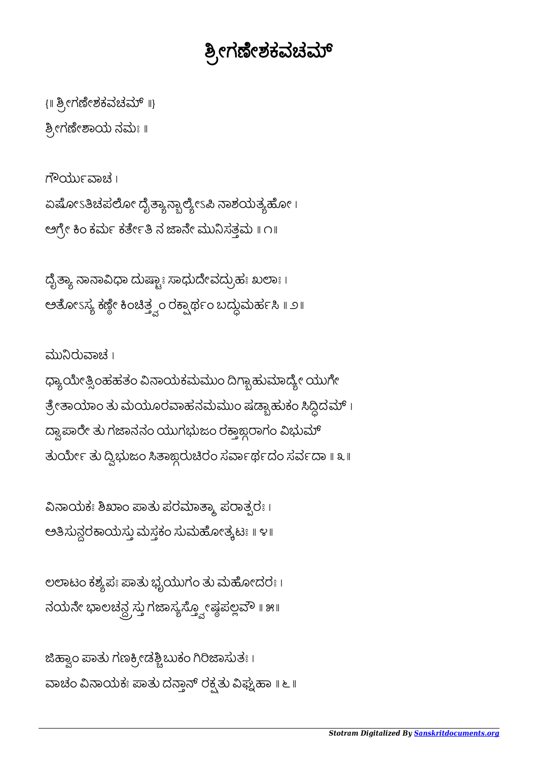# ಶ್ರೀಗಣೇಶಕವಚಮ್

{॥ ಶ್ರೀಗಣೇಶಕವಚಮ್ ॥}

ಶ್ರೀಗಣೇಶಾಯ ನಮಃ ॥

ಗೌರ್ಯುವಾಚ ।

ಏಷೋಽತಿಚಪಲೋ ದೈತ್ಯಾನ್ಬಾಲ್ಯೇಽಪಿ ನಾಶಯತ್ಯಹೋ ।

ಅಗ್ರೇ ಕಿಂ ಕರ್ಮ ಕರ್ತೇತಿ ನ ಜಾನೇ ಮುನಿಸತ್ತಮ ॥ ೧॥

ದೈತ್ಯಾ ನಾನಾವಿಧಾ ದುಷ್ಟಾಃ ಸಾಧುದೇವದ್ರುಹಃ ಖಲಾಃ ।

ಅತೋಽಸ್ಯ ಕಣ್ಠೇ ಕಿಂಚಿತ್ತ್ವಂ ರಕ್ಷಾರ್ಥಂ ಬದ್ಧುಮರ್ಹಸಿ ॥ ೨॥

ಮುನಿರುವಾಚ ।

ಧ್ಯಾಯೇತ್ಸಿಂಹಹತಂ ವಿನಾಯಕಮಮುಂ ದಿಗ್ಬಾಹುಮಾದ್ಯೇ ಯುಗೇ

ತ್ರೇತಾಯಾಂ ತು ಮಯೂರವಾಹನಮಮುಂ ಷಡ್ಬಾಹುಕಂ ಸಿದ್ಧಿದಮ್ ।

ದ್ವಾಪಾರೇ ತು ಗಜಾನನಂ ಯುಗಭುಜಂ ರಕ್ತಾಙ್ಗರಾಗಂ ವಿಭುಮ್

ತುರ್ಯೇ ತು ದ್ವಿಭುಜಂ ಸಿತಾಙ್ಗರುಚಿರಂ ಸರ್ವಾರ್ಥದಂ ಸರ್ವದಾ ॥ ೩॥

ವಿನಾಯಕಃ ಶಿಖಾಂ ಪಾತು ಪರಮಾತ್ಮಾ ಪರಾತ್ಪರಃ ।

ಅತಿಸುನ್ದರಕಾಯಸ್ತು ಮಸ್ತಕಂ ಸುಮಹೋತ್ಕಟಃ ॥ ೪॥

ಲಲಾಟಂ ಕಶ್ಯಪಃ ಪಾತು ಭ್ರೂಯುಗಂ ತು ಮಹೋದರಃ ।

ನಯನೇ ಭಾಲಚನ್ದ್ರಸ್ತು ಗಜಾಸ್ಯಸ್ತ್ವೋಷ್ಠಪಲ್ಲವೌ ॥ ೫॥

ಜಿಹ್ವಾಂ ಪಾತು ಗಣಕ್ರೀಡಶ್ಚಿಬುಕಂ ಗಿರಿಜಾಸುತಃ ।

ವಾಚಂ ವಿನಾಯಕಃ ಪಾತು ದನ್ತಾನ್ ರಕ್ಷತು ವಿಘ್ನಹಾ ॥ ೬ ॥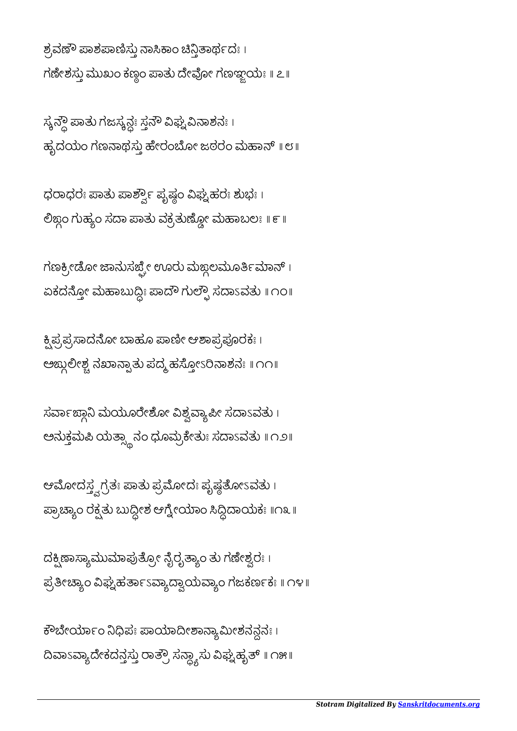ಶ್ರವಣೌ ಪಾಶಪಾಣಿಸ್ತು ನಾಸಿಕಾಂ ಚಿನ್ತಿತಾರ್ಥದಃ ।
ಗಣೇಶಸ್ತು ಮುಖಂ ಕಣ್ಠಂ ಪಾತು ದೇವೋ ಗಣಞ್ಜಯಃ ॥ ೭॥

ಸ್ಕನ್ಧೌ ಪಾತು ಗಜಸ್ಕನ್ಧಃ ಸ್ತನೌ ವಿಘ್ನವಿನಾಶನಃ ।
ಹೃದಯಂ ಗಣನಾಥಸ್ತು ಹೇರಂಬೋ ಜಠರಂ ಮಹಾನ್ ॥ ೮॥

ಧರಾಧರಃ ಪಾತು ಪಾರ್ಶ್ವೌ ಪೃಷ್ಠಂ ವಿಘ್ನಹರಃ ಶುಭಃ ।
ಲಿಙ್ಗಂ ಗುಹ್ಯಂ ಸದಾ ಪಾತು ವಕ್ರತುಣ್ಡೋ ಮಹಾಬಲಃ ॥ ೯॥

ಗಣಕ್ರೀಡೋ ಜಾನುಸಙ್ಘೇ ಊರು ಮಙ್ಗಲಮೂರ್ತಿಮಾನ್ ।
ಏಕದನ್ತೋ ಮಹಾಬುದ್ಧಿಃ ಪಾದೌ ಗುಲ್ಫೌ ಸದಾಽವತು ॥ ೧೦॥

ಕ್ಷಿಪ್ರಪ್ರಸಾದನೋ ಬಾಹೂ ಪಾಣೀ ಆಶಾಪ್ರಪೂರಕಃ ।
ಅಙ್ಗುಲೀಶ್ಚ ನಖಾನ್ಪಾತು ಪದ್ಮಹಸ್ತೋಽರಿನಾಶನಃ ॥ ೧೧॥

ಸರ್ವಾಙ್ಗಾನಿ ಮಯೂರೇಶೋ ವಿಶ್ವವ್ಯಾಪೀ ಸದಾಽವತು ।
ಅನುಕ್ತಮಪಿ ಯತ್ಸ್ಥಾನಂ ಧೂಮ್ರಕೇತುಃ ಸದಾಽವತು ॥ ೧೨॥

ಆಮೋದಸ್ತ್ವಗ್ರತಃ ಪಾತು ಪ್ರಮೋದಃ ಪೃಷ್ಠತೋಽವತು ।
ಪ್ರಾಚ್ಯಾಂ ರಕ್ಷತು ಬುದ್ಧೀಶ ಆಗ್ನೇಯಾಂ ಸಿದ್ಧಿದಾಯಕಃ ॥೧೩॥

ದಕ್ಷಿಣಾಸ್ಯಾಮುಮಾಪುತ್ರೋ ನೈರೃತ್ಯಾಂ ತು ಗಣೇಶ್ವರಃ ।
ಪ್ರತೀಚ್ಯಾಂ ವಿಘ್ನಹರ್ತಾಽವ್ಯಾದ್ವಾಯವ್ಯಾಂ ಗಜಕರ್ಣಕಃ ॥ ೧೪॥

ಕೌಬೇರ್ಯಾಂ ನಿಧಿಪಃ ಪಾಯಾದೀಶಾನ್ಯಾಮೀಶನನ್ದನಃ ।
ದಿವಾಽವ್ಯಾದೇಕದನ್ತಸ್ತು ರಾತ್ರೌ ಸನ್ಧ್ಯಾಸು ವಿಘ್ನಹೃತ್ ॥ ೧೫॥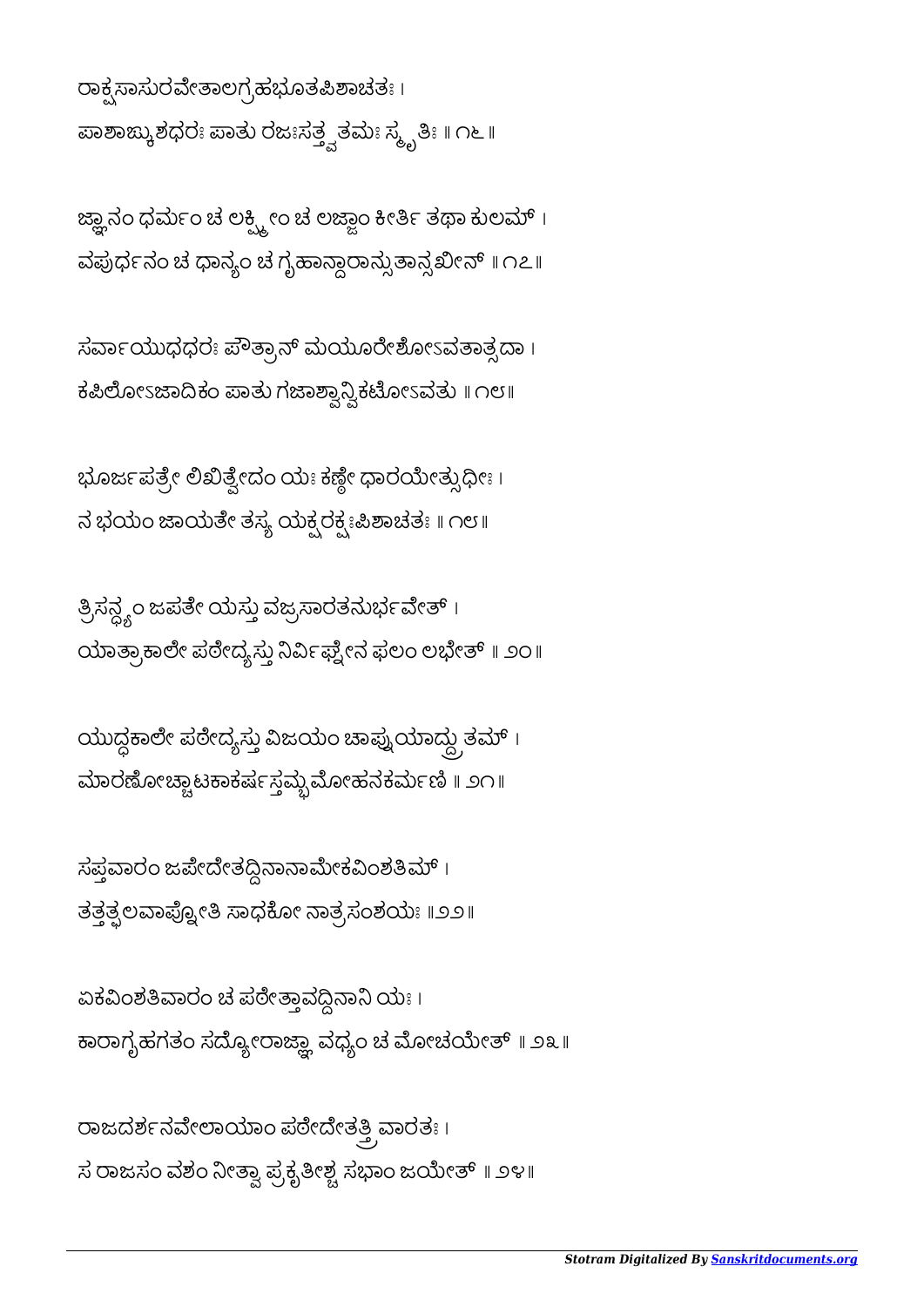ರಾಕ್ಷಸಾಸುರವೇತಾಲಗ್ರಹಭೂತಪಿಶಾಚತಃ ।
ಪಾಶಾಙ್ಕುಶಧರಃ ಪಾತು ರಜಃಸತ್ತ್ವತಮಃ ಸ್ಮೃತಿಃ ॥ ೧೬ ॥

ಜ್ಞಾನಂ ಧರ್ಮಂ ಚ ಲಕ್ಷ್ಮೀಂ ಚ ಲಜ್ಜಾಂ ಕೀರ್ತಿಂ ತಥಾ ಕುಲಮ್ ।
ವಪುರ್ಧನಂ ಚ ಧಾನ್ಯಂ ಚ ಗೃಹಾನ್ದಾರಾನ್ಸುತಾನ್ಸಖೀನ್ ॥ ೧೭ ॥

ಸರ್ವಾಯುಧಧರಃ ಪೌತ್ರಾನ್ ಮಯೂರೇಶೋಽವತಾತ್ಸದಾ ।
ಕಪಿಲೋಽಜಾದಿಕಂ ಪಾತು ಗಜಾಶ್ವಾನ್ವಿಕಟೋಽವತು ॥ ೧೮ ॥

ಭೂರ್ಜಪತ್ರೇ ಲಿಖಿತ್ವೇದಂ ಯಃ ಕಣ್ಠೇ ಧಾರಯೇತ್ಸುಧೀಃ ।
ನ ಭಯಂ ಜಾಯತೇ ತಸ್ಯ ಯಕ್ಷರಕ್ಷಃಪಿಶಾಚತಃ ॥ ೧೯ ॥

ತ್ರಿಸನ್ಧ್ಯಂ ಜಪತೇ ಯಸ್ತು ವಜ್ರಸಾರತನುರ್ಭವೇತ್ ।
ಯಾತ್ರಾಕಾಲೇ ಪಠೇದ್ಯಸ್ತು ನಿರ್ವಿಘ್ನೇನ ಫಲಂ ಲಭೇತ್ ॥ ೨೦ ॥

ಯುದ್ಧಕಾಲೇ ಪಠೇದ್ಯಸ್ತು ವಿಜಯಂ ಚಾಪ್ನುಯಾದ್ದ್ರುತಮ್ ।
ಮಾರಣೋಚ್ಚಾಟಕಾಕರ್ಷಸ್ತಮ್ಭಮೋಹನಕರ್ಮಣಿ ॥ ೨೧ ॥

ಸಪ್ತವಾರಂ ಜಪೇದೇತದ್ದಿನಾನಾಮೇಕವಿಂಶತಿಮ್ ।
ತತ್ತತ್ಫಲವಾಪ್ನೋತಿ ಸಾಧಕೋ ನಾತ್ರಸಂಶಯಃ ॥ ೨೨ ॥

ಏಕವಿಂಶತಿವಾರಂ ಚ ಪಠೇತ್ತಾವದ್ದಿನಾನಿ ಯಃ ।
ಕಾರಾಗೃಹಗತಂ ಸದ್ಯೋರಾಜ್ಞಾ ವಧ್ಯಂ ಚ ಮೋಚಯೇತ್ ॥ ೨೩ ॥

ರಾಜದರ್ಶನವೇಲಾಯಾಂ ಪಠೇದೇತತ್ತ್ರಿವಾರತಃ ।
ಸ ರಾಜಸಂ ವಶಂ ನೀತ್ವಾ ಪ್ರಕೃತೀಶ್ಚ ಸಭಾಂ ಜಯೇತ್ ॥ ೨೪ ॥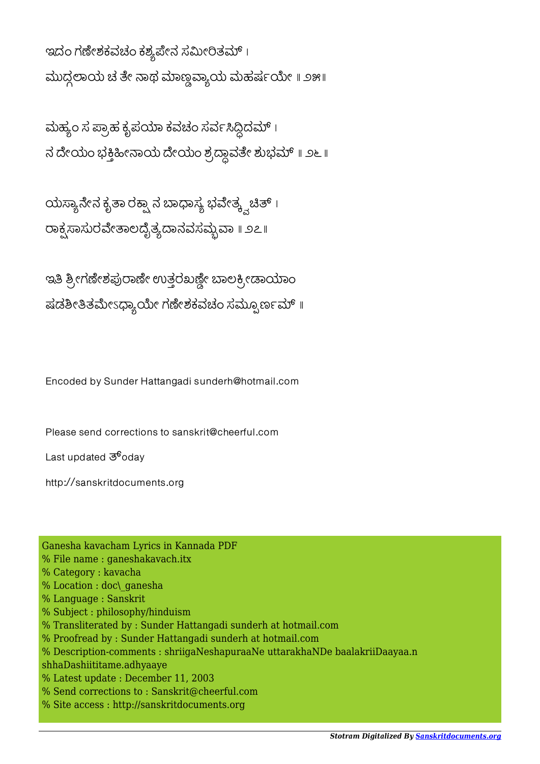ಇದಂ ಗಣೇಶಕವಚಂ ಕಶ್ಯಪೇನ ಸಮೀರಿತಮ್ ।
ಮುದ್ಗಲಾಯ ಚ ತೇ ನಾಥ ಮಾಣ್ಡವ್ಯಾಯ ಮಹರ್ಷಯೇ ॥ ೨೫॥

ಮಹ್ಯಂ ಸ ಪ್ರಾಹ ಕೃಪಯಾ ಕವಚಂ ಸರ್ವಸಿದ್ಧಿದಮ್ ।
ನ ದೇಯಂ ಭಕ್ತಿಹೀನಾಯ ದೇಯಂ ಶ್ರದ್ಧಾವತೇ ಶುಭಮ್ ॥ ೨೬ ॥

ಯಸ್ಯಾನೇನ ಕೃತಾ ರಕ್ಷಾ ನ ಬಾಧಾಸ್ಯ ಭವೇತ್ಕ್ವಚಿತ್ ।
ರಾಕ್ಷಸಾಸುರವೇತಾಲದೈತ್ಯದಾನವಸಮ್ಭವಾ ॥ ೨೭॥

ಇತಿ ಶ್ರೀಗಣೇಶಪುರಾಣೇ ಉತ್ತರಖಣ್ಡೇ ಬಾಲಕ್ರೀಡಾಯಾಂ
ಷಡಶೀತಿತಮೇಽಧ್ಯಾಯೇ ಗಣೇಶಕವಚಂ ಸಮ್ಪೂರ್ಣಮ್ ॥

Encoded by Sunder Hattangadi sunderh@hotmail.com

Please send corrections to sanskrit@cheerful.com

Last updated ತ್oday

http://sanskritdocuments.org

Ganesha kavacham Lyrics in Kannada PDF
% File name : ganeshakavach.itx
% Category : kavacha
% Location : doc\_ganesha
% Language : Sanskrit
% Subject : philosophy/hinduism
% Transliterated by : Sunder Hattangadi sunderh at hotmail.com
% Proofread by : Sunder Hattangadi sunderh at hotmail.com
% Description-comments : shriigaNeshapuraaNe uttarakhaNDe baalakriiDaayaa.n shhaDashiititame.adhyaaye
% Latest update : December 11, 2003
% Send corrections to : Sanskrit@cheerful.com
% Site access : http://sanskritdocuments.org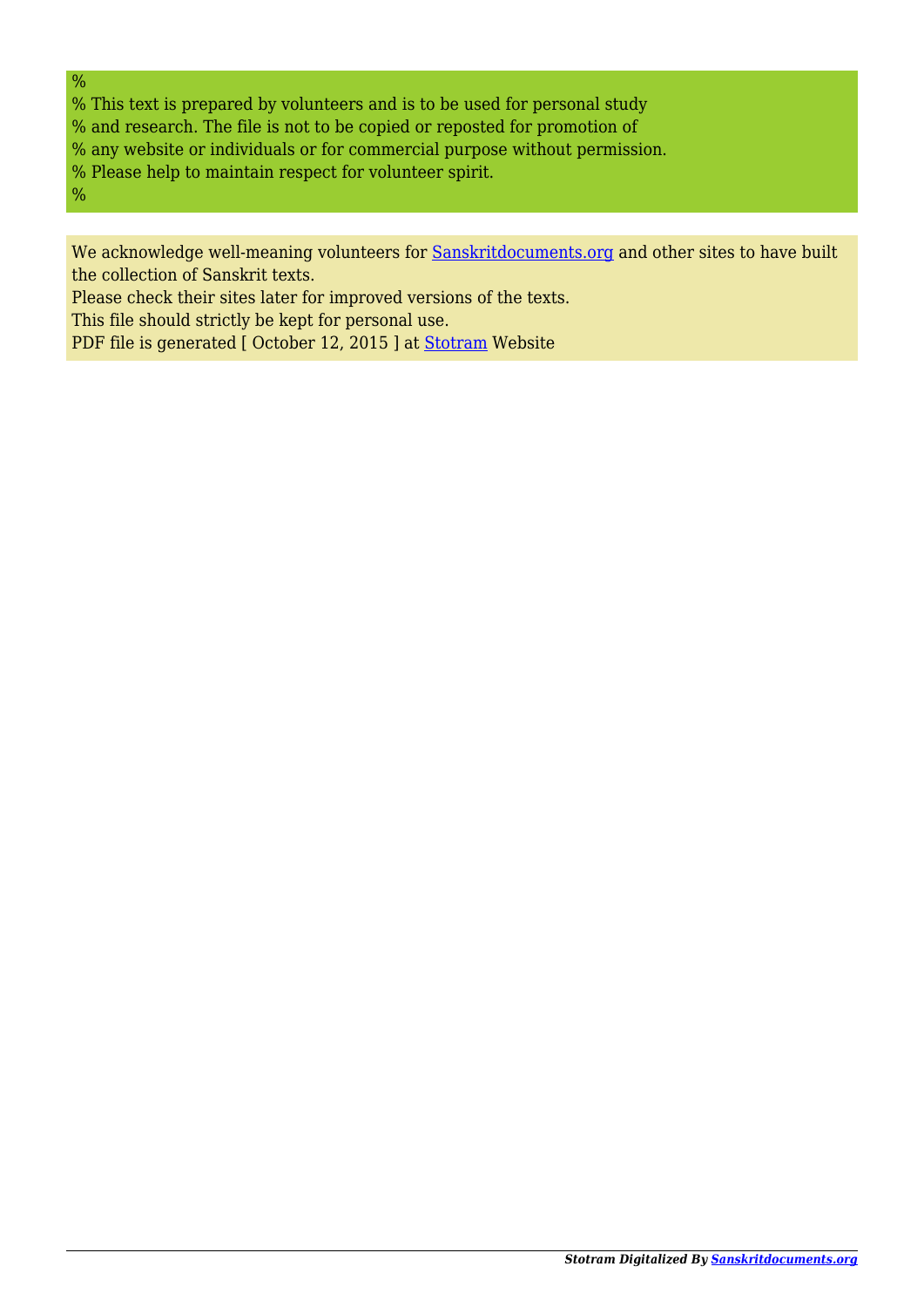%

% This text is prepared by volunteers and is to be used for personal study

% and research. The file is not to be copied or reposted for promotion of

% any website or individuals or for commercial purpose without permission.

% Please help to maintain respect for volunteer spirit.

%

We acknowledge well-meaning volunteers for Sanskritdocuments.org and other sites to have built the collection of Sanskrit texts.

Please check their sites later for improved versions of the texts.

This file should strictly be kept for personal use.

PDF file is generated [ October 12, 2015 ] at Stotram Website